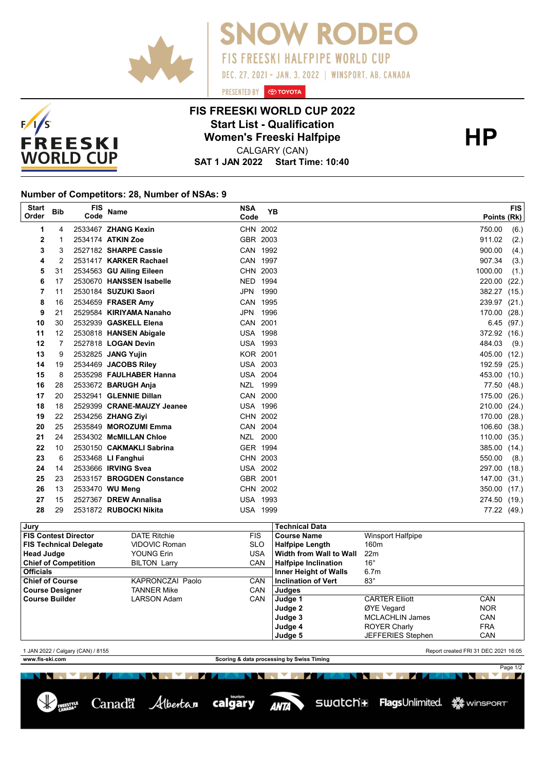# SNOW RODEO

FIS FREESKI HALFPIPE WORLD CUP

DEC. 27, 2021 - JAN. 3, 2022 | WINSPORT, AB, CANADA

PRESENTED BY TOYOTA

## FIS FREESKI WORLD CUP 2022
## Start List - Qualification
## Women's Freeski Halfpipe

**HP**

CALGARY (CAN)

**SAT 1 JAN 2022 Start Time: 10:40**

### Number of Competitors: 28, Number of NSAs: 9

| Start Order | Bib | FIS Code | Name | NSA Code | YB | FIS Points | (Rk) |
|---|---|---|---|---|---|---|---|
| 1 | 4 | 2533467 | **ZHANG Kexin** | CHN | 2002 | 750.00 | (6.) |
| 2 | 1 | 2534174 | **ATKIN Zoe** | GBR | 2003 | 911.02 | (2.) |
| 3 | 3 | 2527182 | **SHARPE Cassie** | CAN | 1992 | 900.00 | (4.) |
| 4 | 2 | 2531417 | **KARKER Rachael** | CAN | 1997 | 907.34 | (3.) |
| 5 | 31 | 2534563 | **GU Ailing Eileen** | CHN | 2003 | 1000.00 | (1.) |
| 6 | 17 | 2530670 | **HANSSEN Isabelle** | NED | 1994 | 220.00 | (22.) |
| 7 | 11 | 2530184 | **SUZUKI Saori** | JPN | 1990 | 382.27 | (15.) |
| 8 | 16 | 2534659 | **FRASER Amy** | CAN | 1995 | 239.97 | (21.) |
| 9 | 21 | 2529584 | **KIRIYAMA Nanaho** | JPN | 1996 | 170.00 | (28.) |
| 10 | 30 | 2532939 | **GASKELL Elena** | CAN | 2001 | 6.45 | (97.) |
| 11 | 12 | 2530818 | **HANSEN Abigale** | USA | 1998 | 372.92 | (16.) |
| 12 | 7 | 2527818 | **LOGAN Devin** | USA | 1993 | 484.03 | (9.) |
| 13 | 9 | 2532825 | **JANG Yujin** | KOR | 2001 | 405.00 | (12.) |
| 14 | 19 | 2534469 | **JACOBS Riley** | USA | 2003 | 192.59 | (25.) |
| 15 | 8 | 2535298 | **FAULHABER Hanna** | USA | 2004 | 453.00 | (10.) |
| 16 | 28 | 2533672 | **BARUGH Anja** | NZL | 1999 | 77.50 | (48.) |
| 17 | 20 | 2532941 | **GLENNIE Dillan** | CAN | 2000 | 175.00 | (26.) |
| 18 | 18 | 2529399 | **CRANE-MAUZY Jeanee** | USA | 1996 | 210.00 | (24.) |
| 19 | 22 | 2534256 | **ZHANG Ziyi** | CHN | 2002 | 170.00 | (28.) |
| 20 | 25 | 2535849 | **MOROZUMI Emma** | CAN | 2004 | 106.60 | (38.) |
| 21 | 24 | 2534302 | **McMILLAN Chloe** | NZL | 2000 | 110.00 | (35.) |
| 22 | 10 | 2530150 | **CAKMAKLI Sabrina** | GER | 1994 | 385.00 | (14.) |
| 23 | 6 | 2533468 | **LI Fanghui** | CHN | 2003 | 550.00 | (8.) |
| 24 | 14 | 2533666 | **IRVING Svea** | USA | 2002 | 297.00 | (18.) |
| 25 | 23 | 2533157 | **BROGDEN Constance** | GBR | 2001 | 147.00 | (31.) |
| 26 | 13 | 2533470 | **WU Meng** | CHN | 2002 | 350.00 | (17.) |
| 27 | 15 | 2527367 | **DREW Annalisa** | USA | 1993 | 274.50 | (19.) |
| 28 | 29 | 2531872 | **RUBOCKI Nikita** | USA | 1999 | 77.22 | (49.) |

| Jury | | |
|---|---|---|
| **FIS Contest Director** | DATE Ritchie | FIS |
| **FIS Technical Delegate** | VIDOVIC Roman | SLO |
| **Head Judge** | YOUNG Erin | USA |
| **Chief of Competition** | BILTON Larry | CAN |
| **Officials** | | |
| **Chief of Course** | KAPRONCZAI Paolo | CAN |
| **Course Designer** | TANNER Mike | CAN |
| **Course Builder** | LARSON Adam | CAN |

| Technical Data | | |
|---|---|---|
| **Course Name** | Winsport Halfpipe | |
| **Halfpipe Length** | 160m | |
| **Width from Wall to Wall** | 22m | |
| **Halfpipe Inclination** | 16° | |
| **Inner Height of Walls** | 6.7m | |
| **Inclination of Vert** | 83° | |
| **Judges** | | |
| **Judge 1** | CARTER Elliott | CAN |
| **Judge 2** | ØYE Vegard | NOR |
| **Judge 3** | MCLACHLIN James | CAN |
| **Judge 4** | ROYER Charly | FRA |
| **Judge 5** | JEFFERIES Stephen | CAN |

1 JAN 2022 / Calgary (CAN) / 8155

Report created FRI 31 DEC 2021 16:05

www.fis-ski.com

Scoring & data processing by Swiss Timing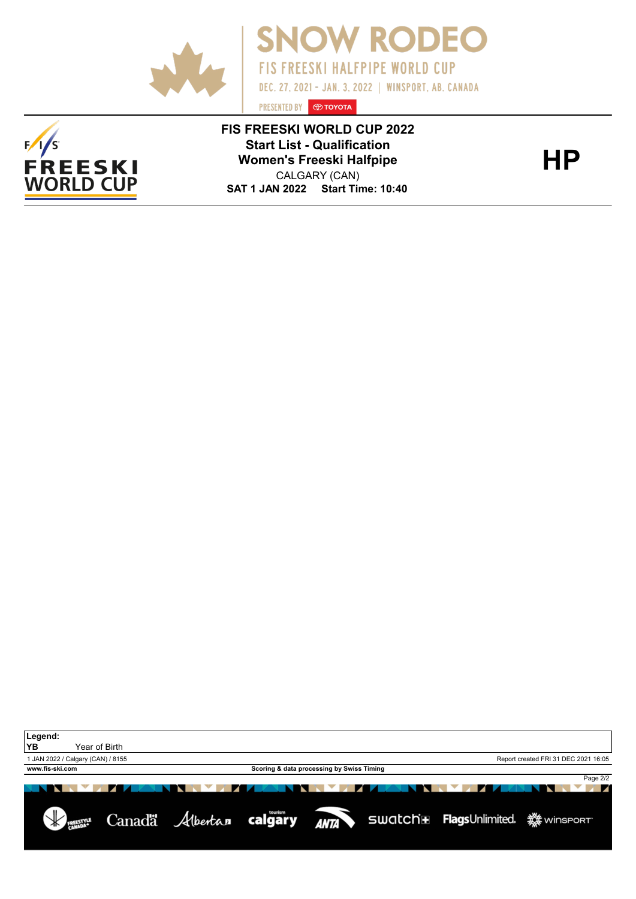# SNOW RODEO

FIS FREESKI HALFPIPE WORLD CUP

DEC. 27, 2021 - JAN. 3, 2022 | WINSPORT, AB, CANADA

PRESENTED BY TOYOTA

## FIS FREESKI WORLD CUP 2022

**Start List - Qualification**

**Women's Freeski Halfpipe**

CALGARY (CAN)

**SAT 1 JAN 2022 Start Time: 10:40**

**HP**

**Legend:**

**YB** Year of Birth

1 JAN 2022 / Calgary (CAN) / 8155

Report created FRI 31 DEC 2021 16:05

**www.fis-ski.com**

**Scoring & data processing by Swiss Timing**